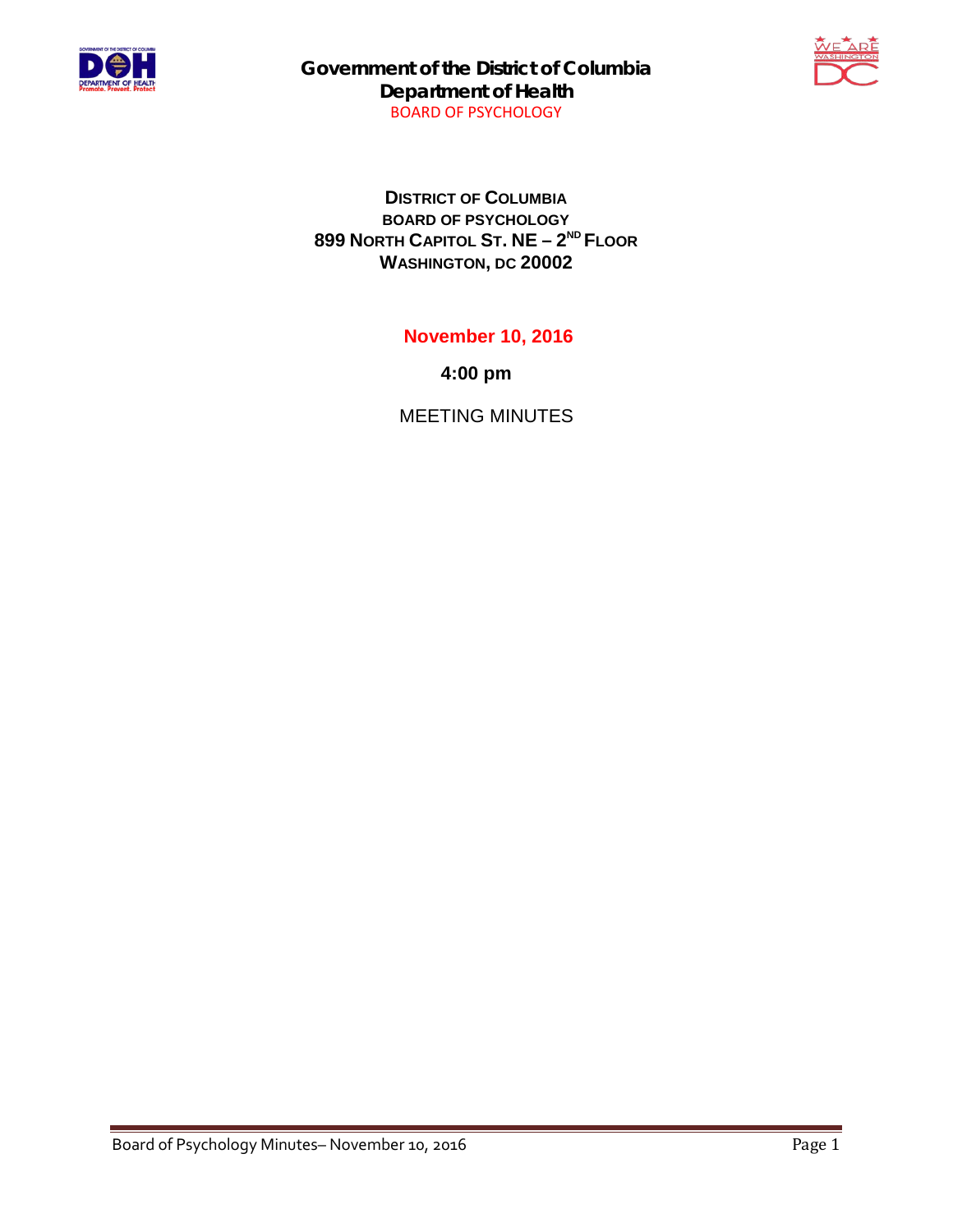**Government of the District of Columbia**
**Department of Health**
BOARD OF PSYCHOLOGY

# DISTRICT OF COLUMBIA
## BOARD OF PSYCHOLOGY
**899 NORTH CAPITOL ST. NE – 2ND FLOOR**
**WASHINGTON, DC 20002**

**November 10, 2016**

**4:00 pm**

MEETING MINUTES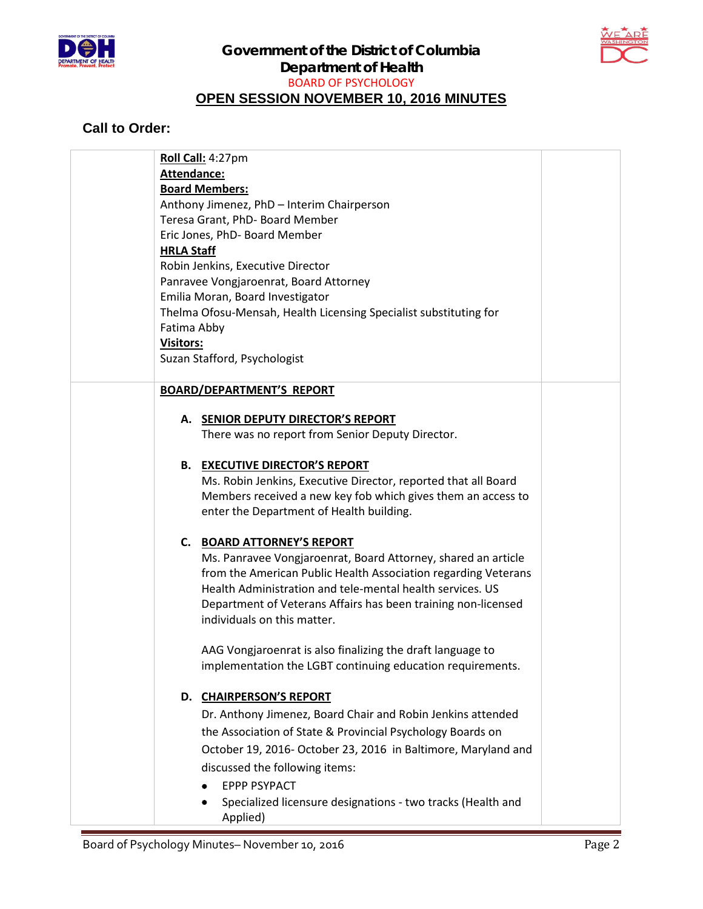# Government of the District of Columbia
## Department of Health
### BOARD OF PSYCHOLOGY
### OPEN SESSION NOVEMBER 10, 2016 MINUTES

## Call to Order:

**Roll Call:** 4:27pm

**Attendance:**

**Board Members:**

Anthony Jimenez, PhD – Interim Chairperson
Teresa Grant, PhD- Board Member
Eric Jones, PhD- Board Member

**HRLA Staff**

Robin Jenkins, Executive Director
Panravee Vongjaroenrat, Board Attorney
Emilia Moran, Board Investigator
Thelma Ofosu-Mensah, Health Licensing Specialist substituting for Fatima Abby

**Visitors:**

Suzan Stafford, Psychologist

**BOARD/DEPARTMENT'S REPORT**

**A. SENIOR DEPUTY DIRECTOR'S REPORT**

There was no report from Senior Deputy Director.

**B. EXECUTIVE DIRECTOR'S REPORT**

Ms. Robin Jenkins, Executive Director, reported that all Board Members received a new key fob which gives them an access to enter the Department of Health building.

**C. BOARD ATTORNEY'S REPORT**

Ms. Panravee Vongjaroenrat, Board Attorney, shared an article from the American Public Health Association regarding Veterans Health Administration and tele-mental health services. US Department of Veterans Affairs has been training non-licensed individuals on this matter.

AAG Vongjaroenrat is also finalizing the draft language to implementation the LGBT continuing education requirements.

**D. CHAIRPERSON'S REPORT**

Dr. Anthony Jimenez, Board Chair and Robin Jenkins attended the Association of State & Provincial Psychology Boards on October 19, 2016- October 23, 2016 in Baltimore, Maryland and discussed the following items:

- EPPP PSYPACT
- Specialized licensure designations - two tracks (Health and Applied)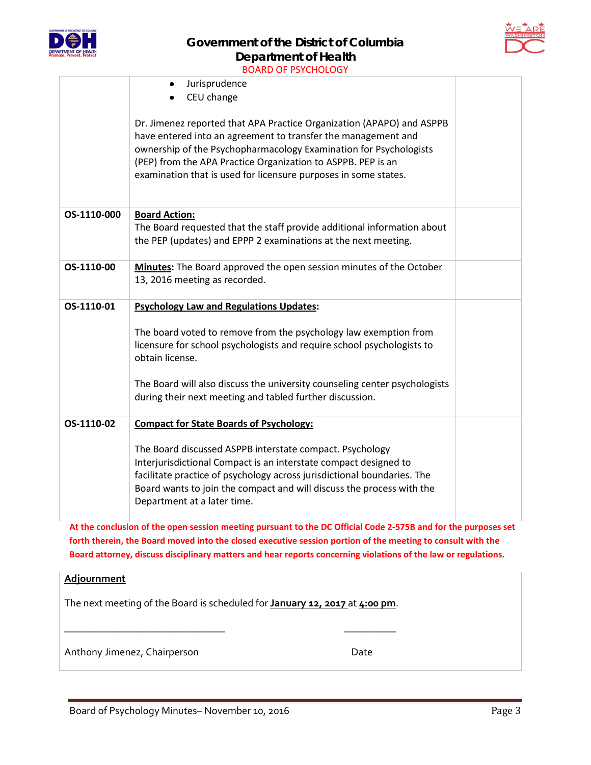| | | |
|---|---|---|
| | • Jurisprudence<br>• CEU change<br><br>Dr. Jimenez reported that APA Practice Organization (APAPO) and ASPPB have entered into an agreement to transfer the management and ownership of the Psychopharmacology Examination for Psychologists (PEP) from the APA Practice Organization to ASPPB. PEP is an examination that is used for licensure purposes in some states. | |
| **OS-1110-000** | **Board Action:**<br>The Board requested that the staff provide additional information about the PEP (updates) and EPPP 2 examinations at the next meeting. | |
| **OS-1110-00** | **Minutes:** The Board approved the open session minutes of the October 13, 2016 meeting as recorded. | |
| **OS-1110-01** | **Psychology Law and Regulations Updates:**<br><br>The board voted to remove from the psychology law exemption from licensure for school psychologists and require school psychologists to obtain license.<br><br>The Board will also discuss the university counseling center psychologists during their next meeting and tabled further discussion. | |
| **OS-1110-02** | **Compact for State Boards of Psychology:**<br><br>The Board discussed ASPPB interstate compact. Psychology Interjurisdictional Compact is an interstate compact designed to facilitate practice of psychology across jurisdictional boundaries. The Board wants to join the compact and will discuss the process with the Department at a later time. | |

**At the conclusion of the open session meeting pursuant to the DC Official Code 2-575B and for the purposes set forth therein, the Board moved into the closed executive session portion of the meeting to consult with the Board attorney, discuss disciplinary matters and hear reports concerning violations of the law or regulations.**

**Adjournment**

The next meeting of the Board is scheduled for **January 12, 2017** at **4:00 pm**.

_______________________________ __________

Anthony Jimenez, Chairperson Date